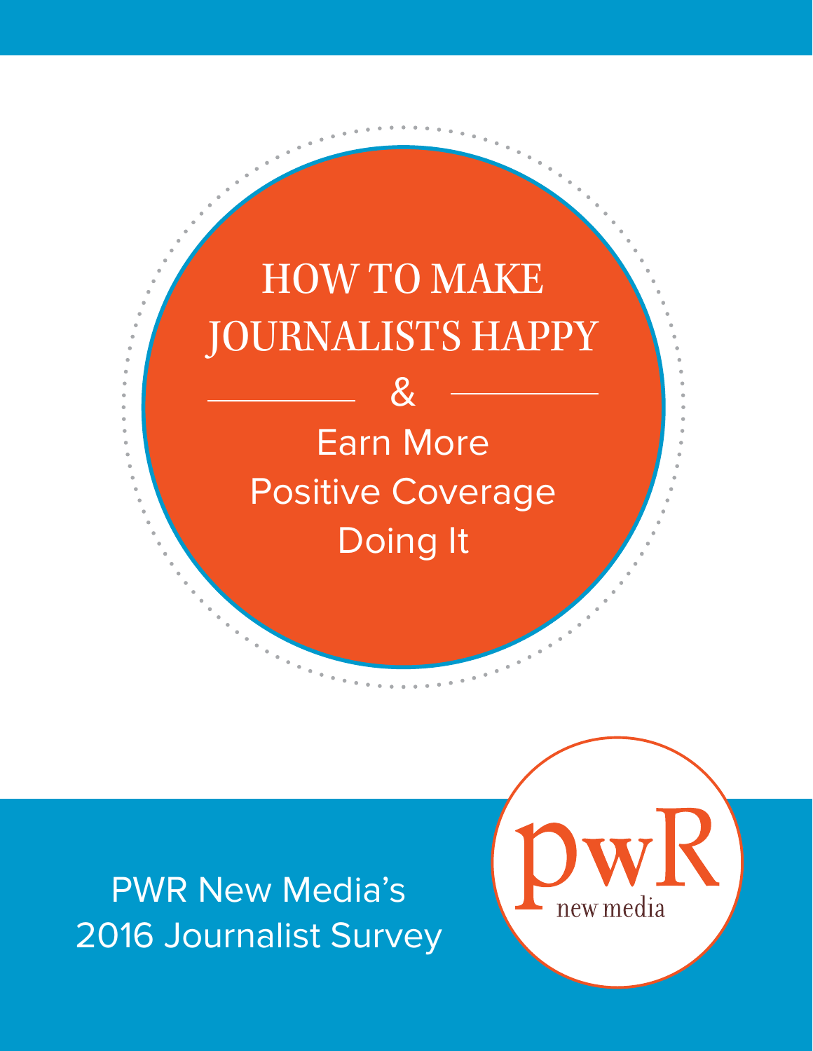# HOW TO MAKE JOURNALISTS HAPPY

&

## Earn More Positive Coverage Doing It

PWR New Media's 2016 Journalist Survey

pwR new media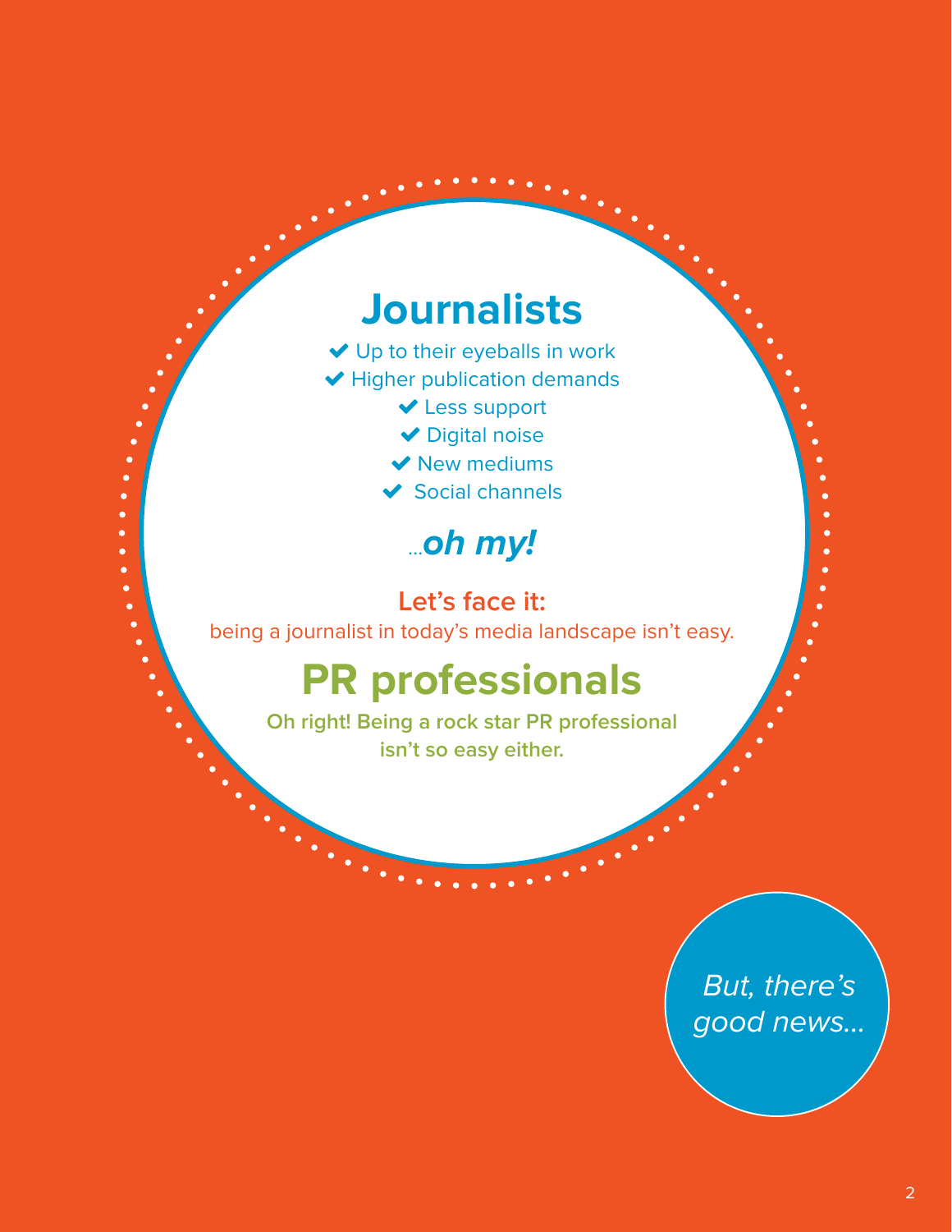# Journalists

- ✔ Up to their eyeballs in work
- ✔ Higher publication demands
- ✔ Less support
- ✔ Digital noise
- ✔ New mediums
- ✔ Social channels

...***oh my!***

**Let's face it:**
being a journalist in today's media landscape isn't easy.

# PR professionals

**Oh right! Being a rock star PR professional isn't so easy either.**

*But, there's good news...*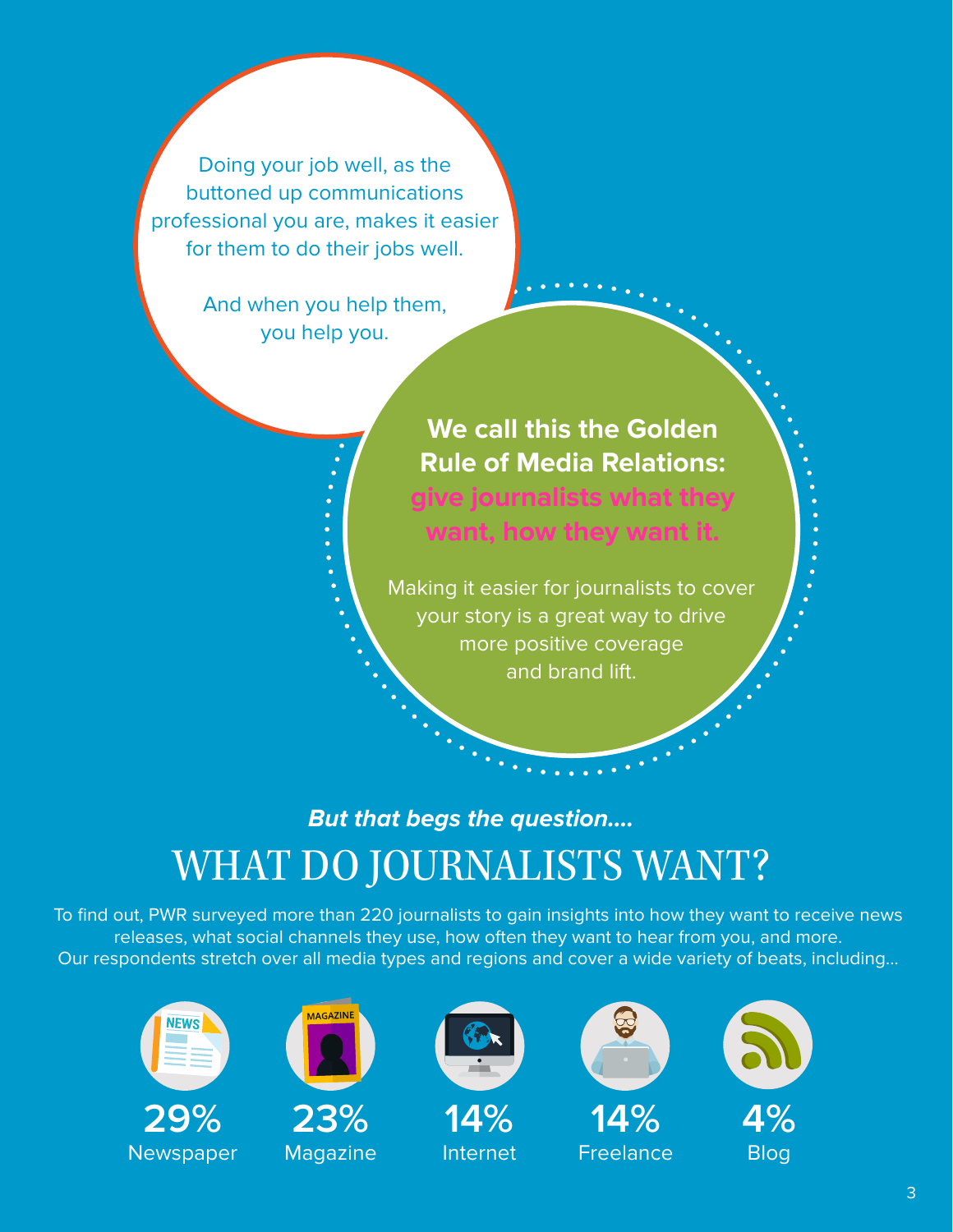Doing your job well, as the buttoned up communications professional you are, makes it easier for them to do their jobs well.

And when you help them, you help you.

**We call this the Golden Rule of Media Relations: give journalists what they want, how they want it.**

Making it easier for journalists to cover your story is a great way to drive more positive coverage and brand lift.

***But that begs the question....***

# WHAT DO JOURNALISTS WANT?

To find out, PWR surveyed more than 220 journalists to gain insights into how they want to receive news releases, what social channels they use, how often they want to hear from you, and more. Our respondents stretch over all media types and regions and cover a wide variety of beats, including...

- **29%** Newspaper
- **23%** Magazine
- **14%** Internet
- **14%** Freelance
- **4%** Blog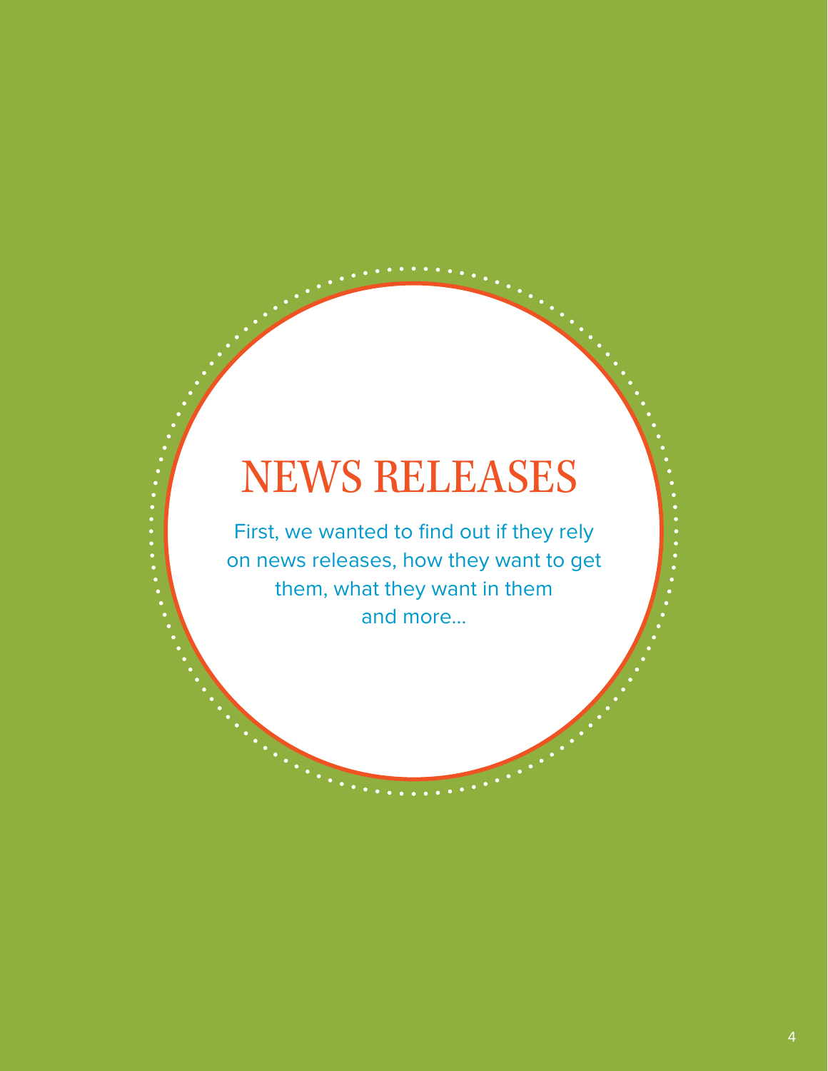# NEWS RELEASES

First, we wanted to find out if they rely on news releases, how they want to get them, what they want in them and more...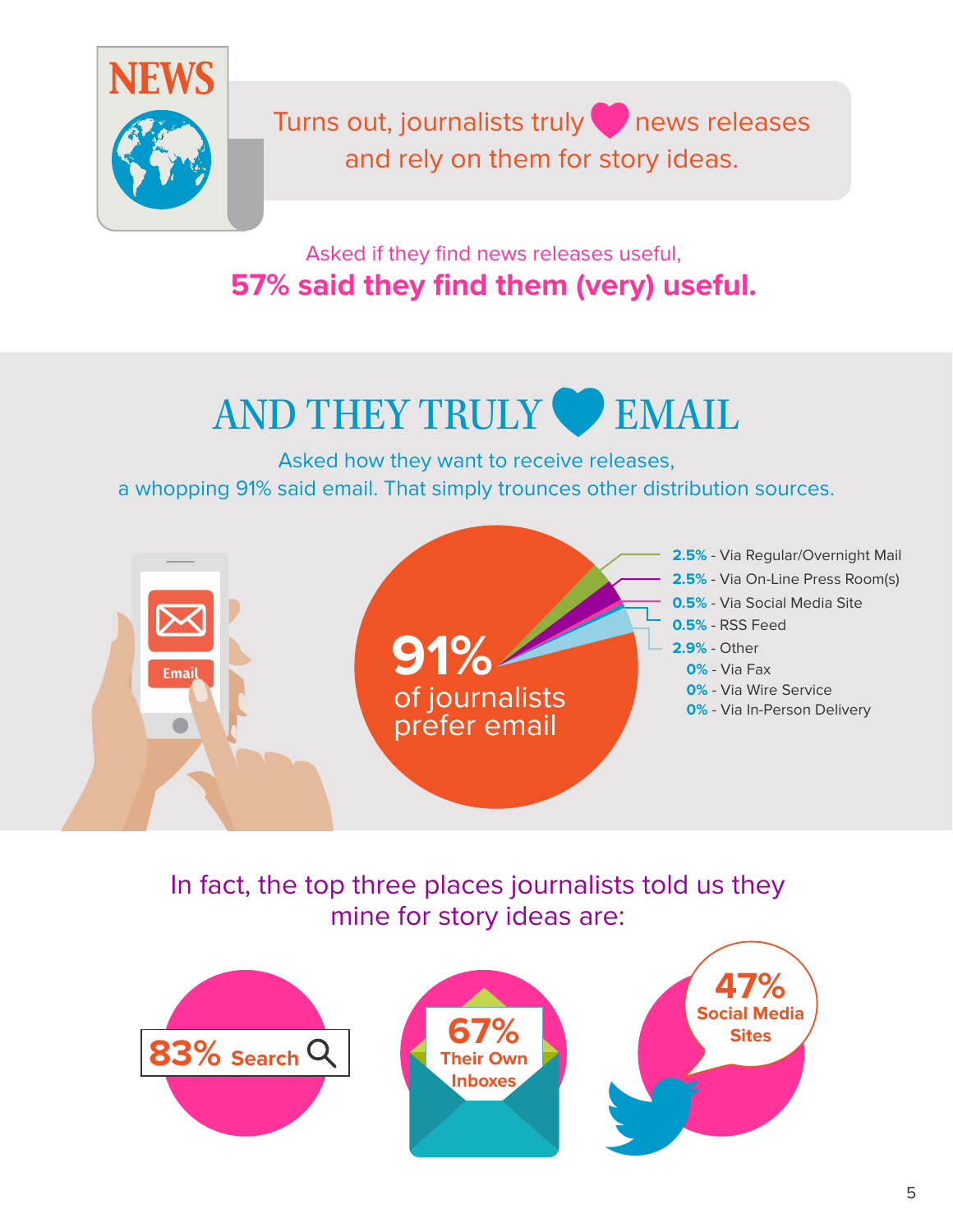NEWS

Turns out, journalists truly ♥ news releases and rely on them for story ideas.

Asked if they find news releases useful,

**57% said they find them (very) useful.**

# AND THEY TRULY ♥ EMAIL

Asked how they want to receive releases, a whopping 91% said email. That simply trounces other distribution sources.

Email

**91%** of journalists prefer email

- **2.5%** - Via Regular/Overnight Mail
- **2.5%** - Via On-Line Press Room(s)
- **0.5%** - Via Social Media Site
- **0.5%** - RSS Feed
- **2.9%** - Other
- **0%** - Via Fax
- **0%** - Via Wire Service
- **0%** - Via In-Person Delivery

In fact, the top three places journalists told us they mine for story ideas are:

- **83%** Search
- **67%** Their Own Inboxes
- **47%** Social Media Sites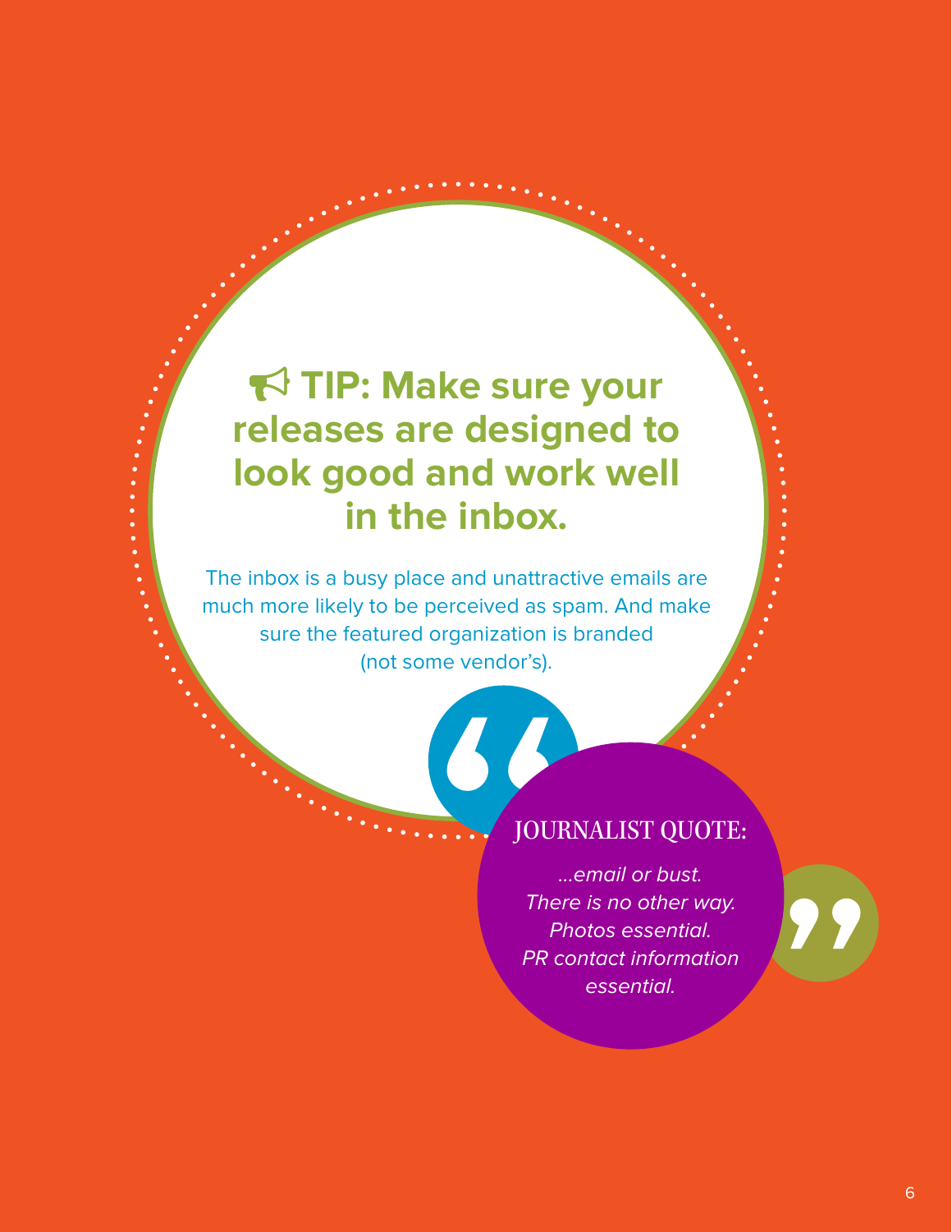## TIP: Make sure your releases are designed to look good and work well in the inbox.

The inbox is a busy place and unattractive emails are much more likely to be perceived as spam. And make sure the featured organization is branded (not some vendor's).

JOURNALIST QUOTE:

*...email or bust. There is no other way. Photos essential. PR contact information essential.*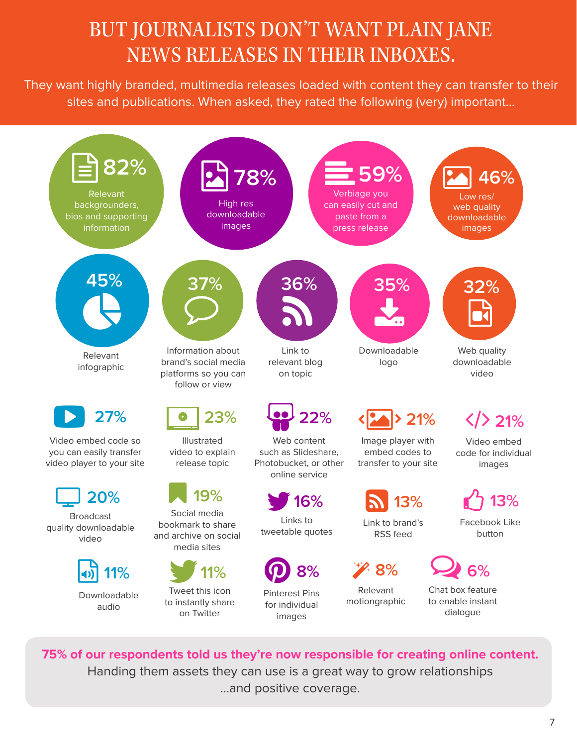# BUT JOURNALISTS DON'T WANT PLAIN JANE NEWS RELEASES IN THEIR INBOXES.

They want highly branded, multimedia releases loaded with content they can transfer to their sites and publications. When asked, they rated the following (very) important...

- **82%** Relevant backgrounders, bios and supporting information
- **78%** High res downloadable images
- **59%** Verbiage you can easily cut and paste from a press release
- **46%** Low res/ web quality downloadable images
- **45%** Relevant infographic
- **37%** Information about brand's social media platforms so you can follow or view
- **36%** Link to relevant blog on topic
- **35%** Downloadable logo
- **32%** Web quality downloadable video
- **27%** Video embed code so you can easily transfer video player to your site
- **23%** Illustrated video to explain release topic
- **22%** Web content such as Slideshare, Photobucket, or other online service
- **21%** Image player with embed codes to transfer to your site
- **21%** Video embed code for individual images
- **20%** Broadcast quality downloadable video
- **19%** Social media bookmark to share and archive on social media sites
- **16%** Links to tweetable quotes
- **13%** Link to brand's RSS feed
- **13%** Facebook Like button
- **11%** Downloadable audio
- **11%** Tweet this icon to instantly share on Twitter
- **8%** Pinterest Pins for individual images
- **8%** Relevant motiongraphic
- **6%** Chat box feature to enable instant dialogue

**75% of our respondents told us they're now responsible for creating online content.** Handing them assets they can use is a great way to grow relationships ...and positive coverage.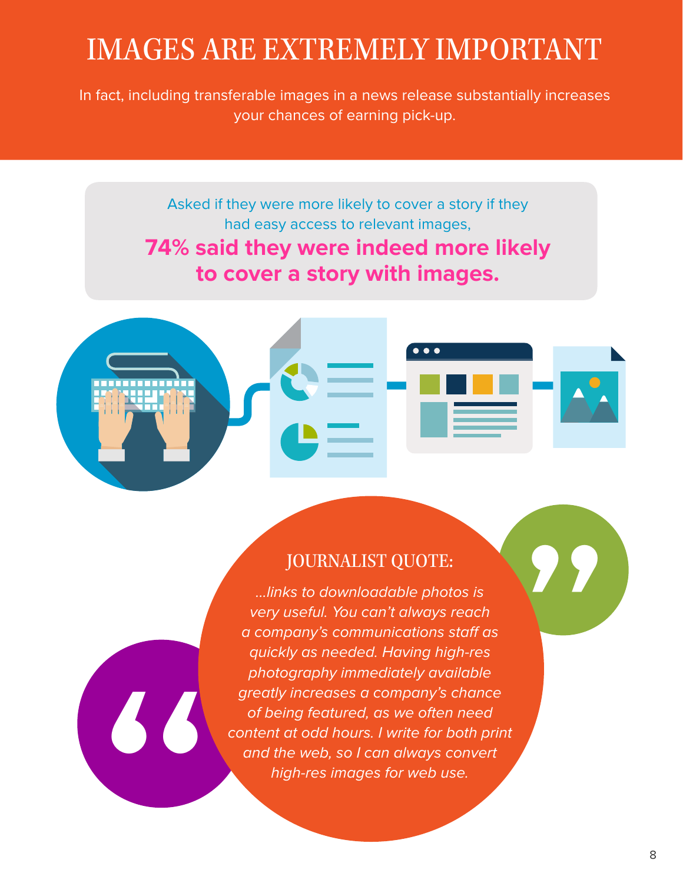# IMAGES ARE EXTREMELY IMPORTANT

In fact, including transferable images in a news release substantially increases your chances of earning pick-up.

Asked if they were more likely to cover a story if they had easy access to relevant images,

**74% said they were indeed more likely to cover a story with images.**

## JOURNALIST QUOTE:

*...links to downloadable photos is very useful. You can't always reach a company's communications staff as quickly as needed. Having high-res photography immediately available greatly increases a company's chance of being featured, as we often need content at odd hours. I write for both print and the web, so I can always convert high-res images for web use.*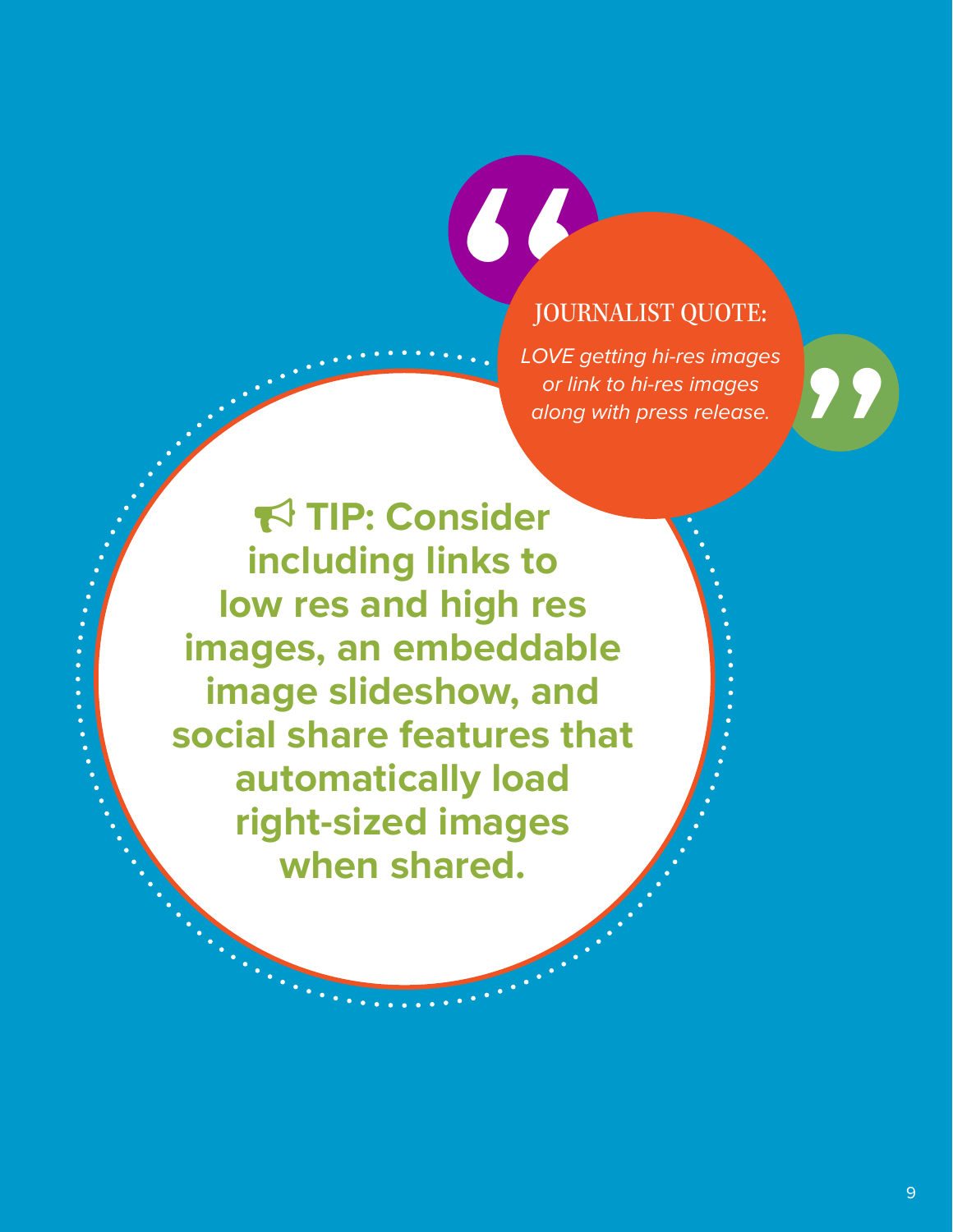JOURNALIST QUOTE:

*LOVE getting hi-res images or link to hi-res images along with press release.*

**TIP: Consider including links to low res and high res images, an embeddable image slideshow, and social share features that automatically load right-sized images when shared.**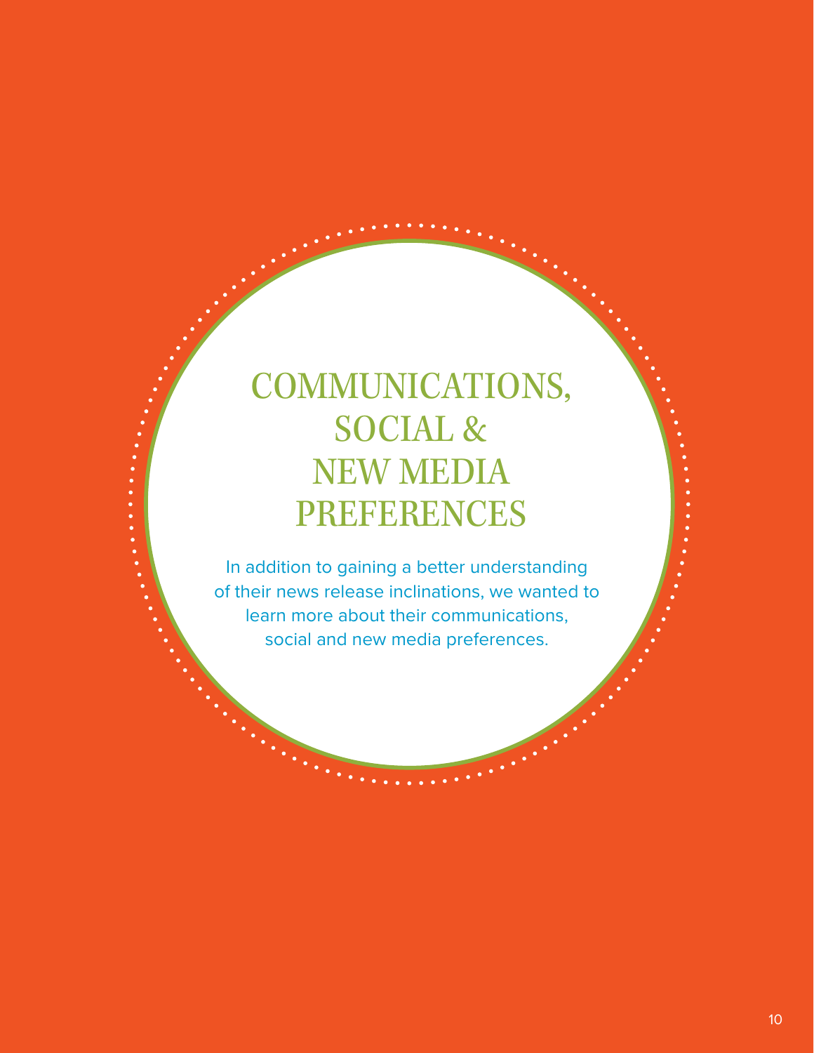# COMMUNICATIONS, SOCIAL & NEW MEDIA PREFERENCES

In addition to gaining a better understanding of their news release inclinations, we wanted to learn more about their communications, social and new media preferences.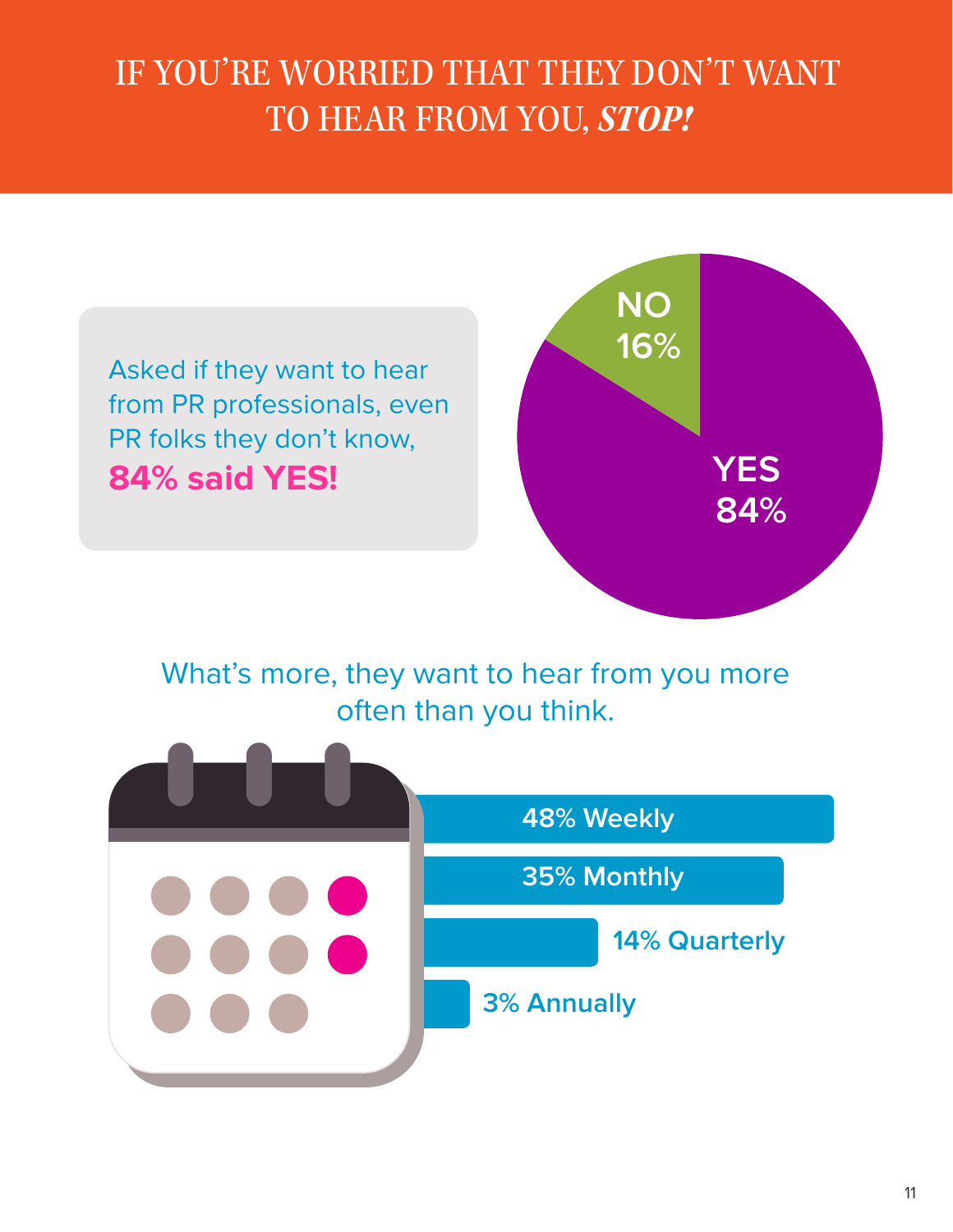# IF YOU'RE WORRIED THAT THEY DON'T WANT TO HEAR FROM YOU, *STOP!*

Asked if they want to hear from PR professionals, even PR folks they don't know, **84% said YES!**

NO 16%

YES 84%

What's more, they want to hear from you more often than you think.

48% Weekly

35% Monthly

14% Quarterly

3% Annually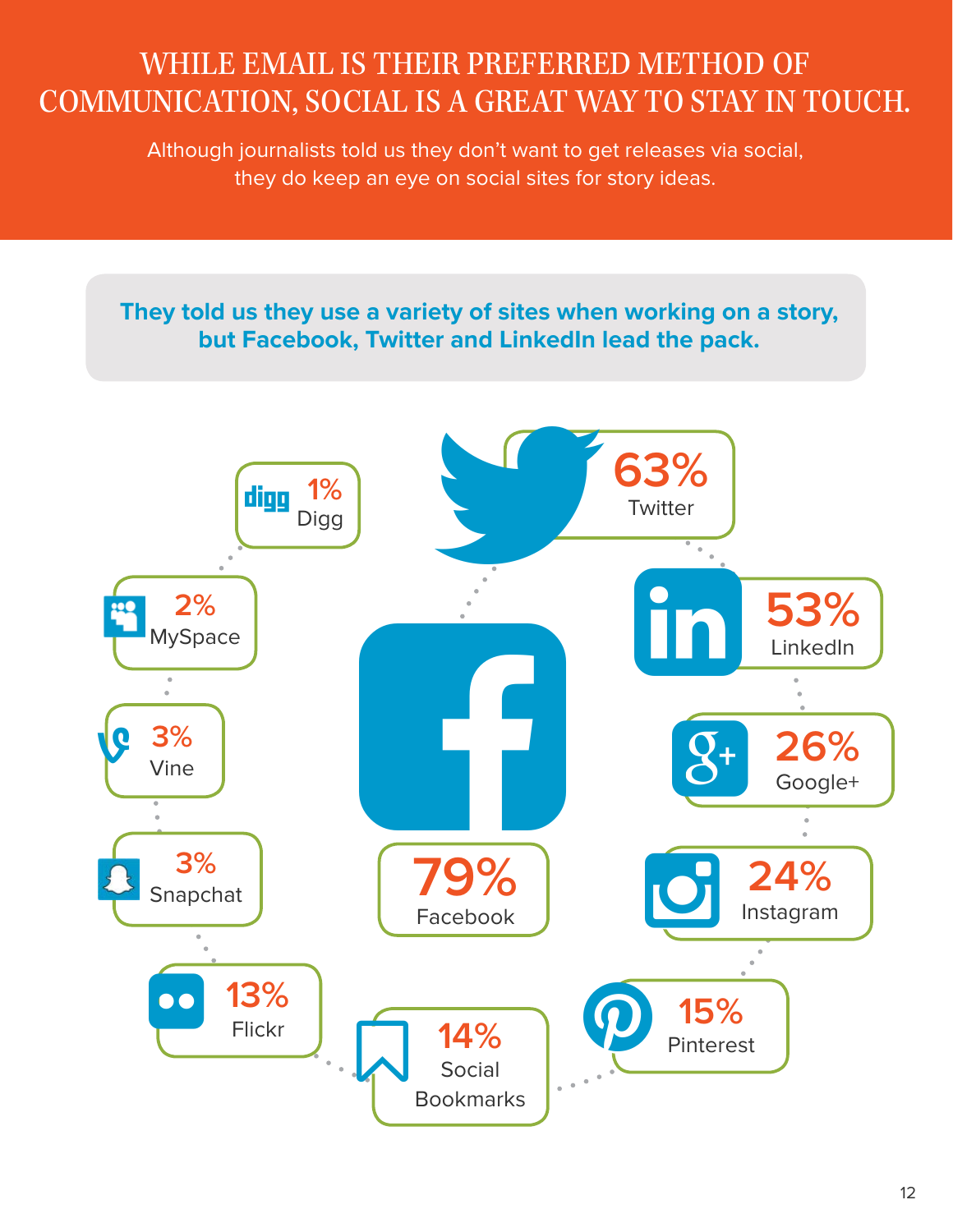# WHILE EMAIL IS THEIR PREFERRED METHOD OF COMMUNICATION, SOCIAL IS A GREAT WAY TO STAY IN TOUCH.

Although journalists told us they don't want to get releases via social, they do keep an eye on social sites for story ideas.

**They told us they use a variety of sites when working on a story, but Facebook, Twitter and LinkedIn lead the pack.**

79% Facebook

63% Twitter

53% LinkedIn

26% Google+

24% Instagram

15% Pinterest

14% Social Bookmarks

13% Flickr

3% Snapchat

3% Vine

2% MySpace

1% Digg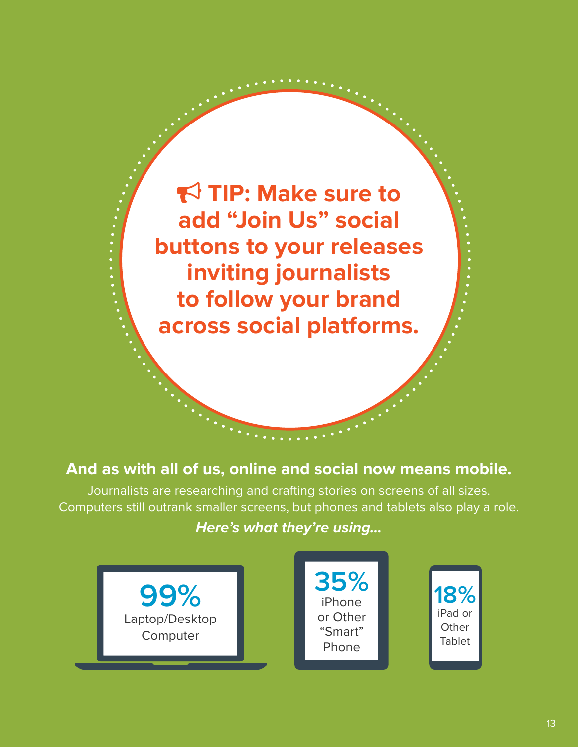**TIP: Make sure to add "Join Us" social buttons to your releases inviting journalists to follow your brand across social platforms.**

**And as with all of us, online and social now means mobile.**

Journalists are researching and crafting stories on screens of all sizes. Computers still outrank smaller screens, but phones and tablets also play a role.

***Here's what they're using...***

**99%** Laptop/Desktop Computer

**35%** iPhone or Other "Smart" Phone

**18%** iPad or Other Tablet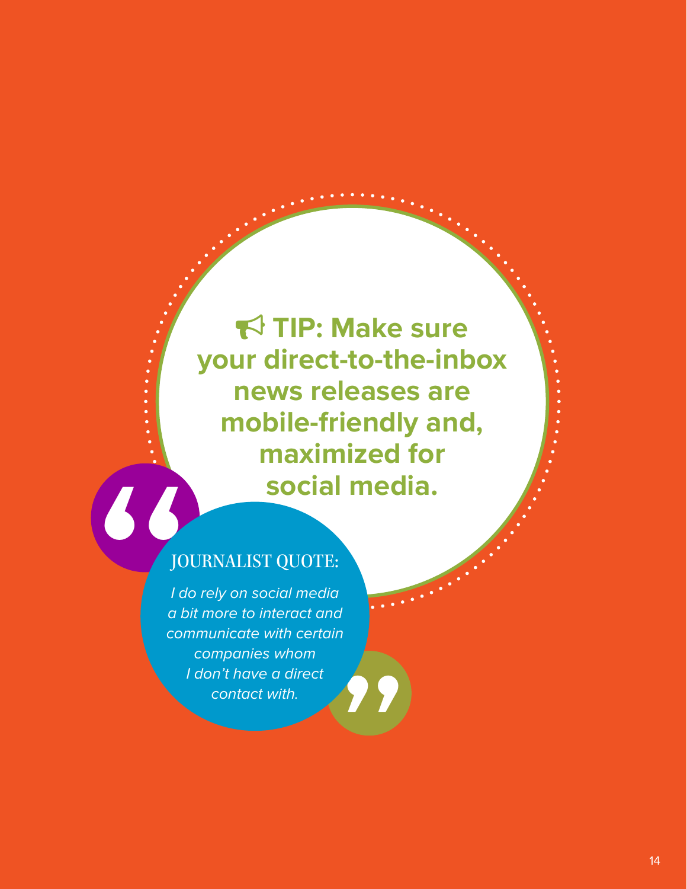**TIP: Make sure your direct-to-the-inbox news releases are mobile-friendly and, maximized for social media.**

JOURNALIST QUOTE:

*I do rely on social media a bit more to interact and communicate with certain companies whom I don't have a direct contact with.*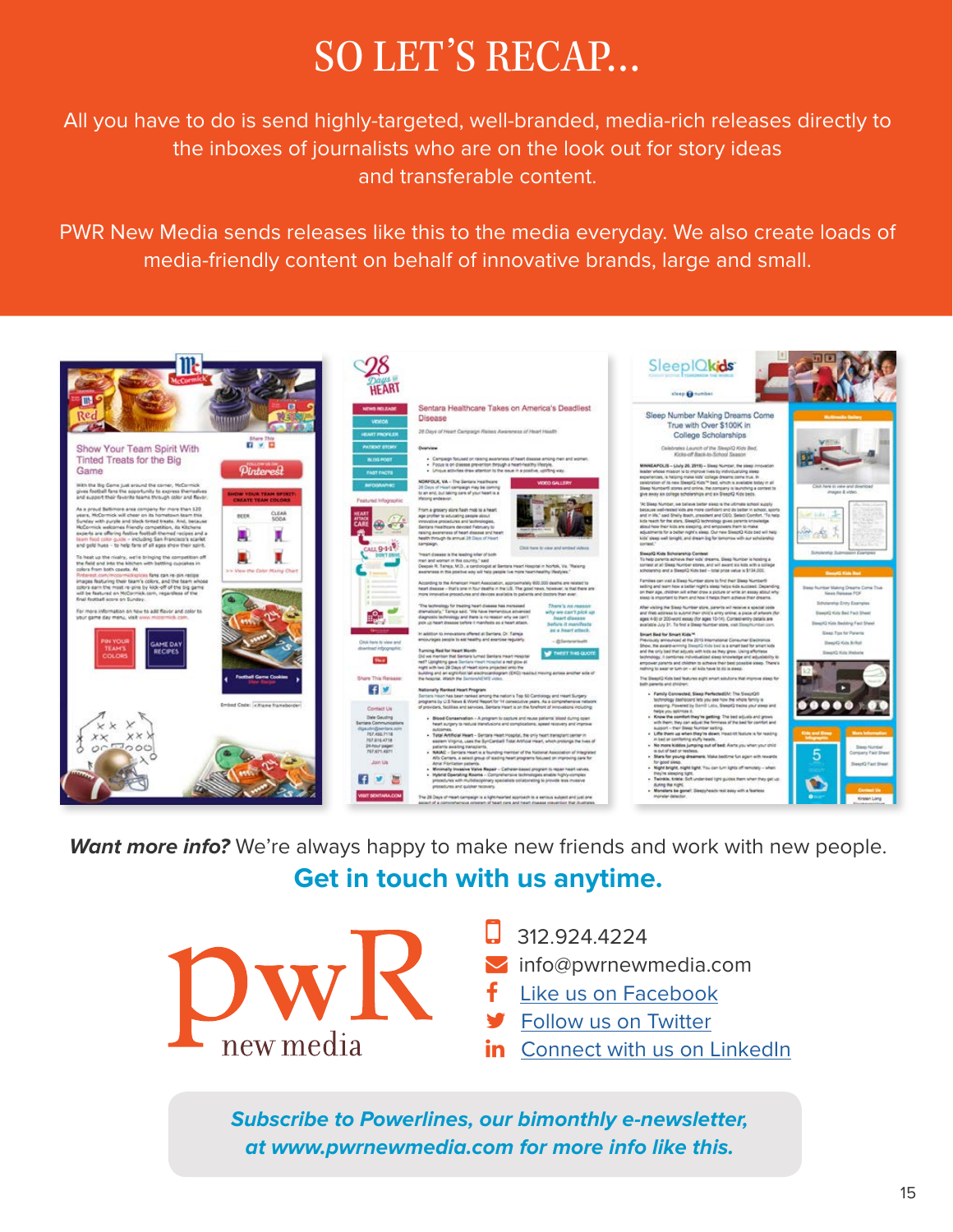# SO LET'S RECAP...

All you have to do is send highly-targeted, well-branded, media-rich releases directly to the inboxes of journalists who are on the look out for story ideas and transferable content.

PWR New Media sends releases like this to the media everyday. We also create loads of media-friendly content on behalf of innovative brands, large and small.

***Want more info?*** We're always happy to make new friends and work with new people.

## Get in touch with us anytime.

pwR new media

- 312.924.4224
- info@pwrnewmedia.com
- Like us on Facebook
- Follow us on Twitter
- Connect with us on LinkedIn

***Subscribe to Powerlines, our bimonthly e-newsletter, at www.pwrnewmedia.com for more info like this.***